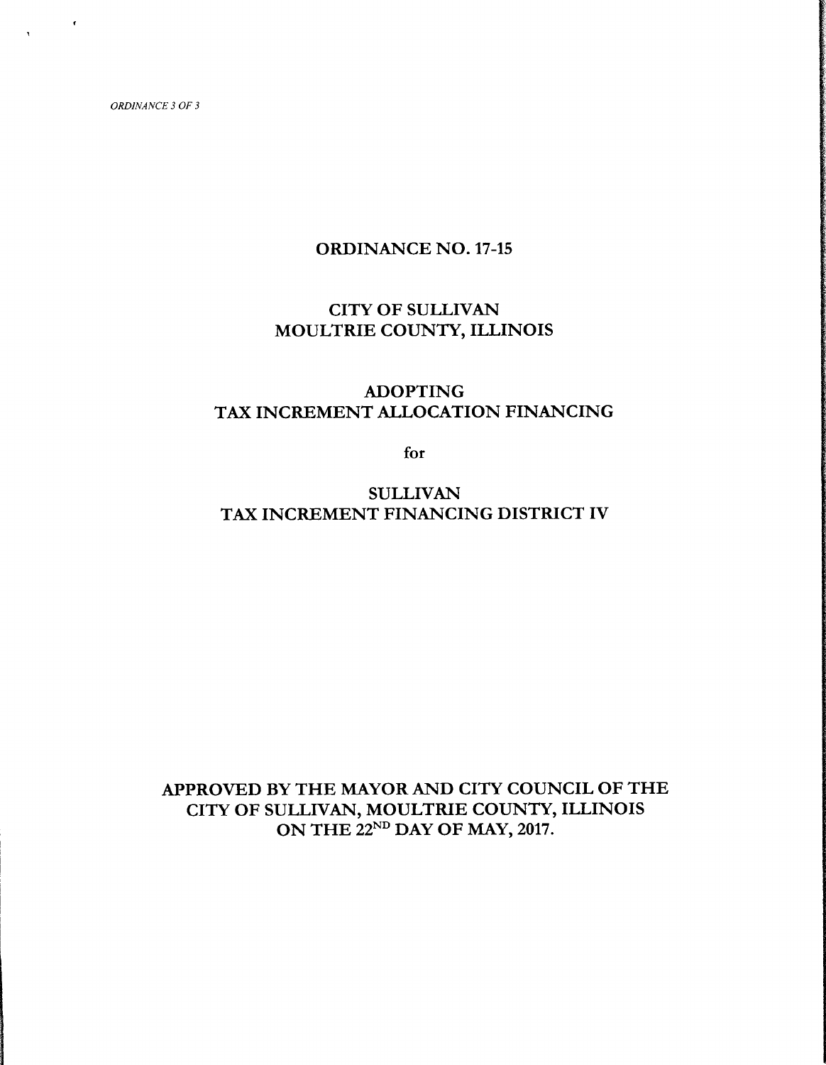*ORDINANCE 3 OF 3*

# ORDINANCE NO. 17-15

## CITY OF SULLIVAN
## MOULTRIE COUNTY, ILLINOIS

## ADOPTING
## TAX INCREMENT ALLOCATION FINANCING

for

## SULLIVAN
## TAX INCREMENT FINANCING DISTRICT IV

**APPROVED BY THE MAYOR AND CITY COUNCIL OF THE CITY OF SULLIVAN, MOULTRIE COUNTY, ILLINOIS ON THE 22ND DAY OF MAY, 2017.**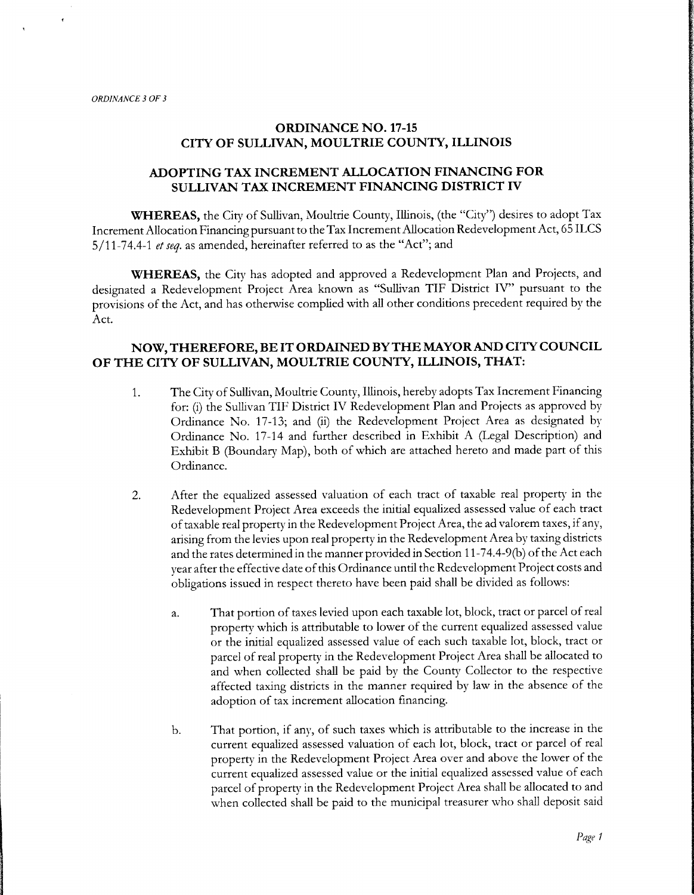*ORDINANCE 3 OF 3*

## ORDINANCE NO. 17-15
## CITY OF SULLIVAN, MOULTRIE COUNTY, ILLINOIS

## ADOPTING TAX INCREMENT ALLOCATION FINANCING FOR SULLIVAN TAX INCREMENT FINANCING DISTRICT IV

**WHEREAS,** the City of Sullivan, Moultrie County, Illinois, (the "City") desires to adopt Tax Increment Allocation Financing pursuant to the Tax Increment Allocation Redevelopment Act, 65 ILCS 5/11-74.4-1 *et seq.* as amended, hereinafter referred to as the "Act"; and

**WHEREAS,** the City has adopted and approved a Redevelopment Plan and Projects, and designated a Redevelopment Project Area known as "Sullivan TIF District IV" pursuant to the provisions of the Act, and has otherwise complied with all other conditions precedent required by the Act.

**NOW, THEREFORE, BE IT ORDAINED BY THE MAYOR AND CITY COUNCIL OF THE CITY OF SULLIVAN, MOULTRIE COUNTY, ILLINOIS, THAT:**

1. The City of Sullivan, Moultrie County, Illinois, hereby adopts Tax Increment Financing for: (i) the Sullivan TIF District IV Redevelopment Plan and Projects as approved by Ordinance No. 17-13; and (ii) the Redevelopment Project Area as designated by Ordinance No. 17-14 and further described in Exhibit A (Legal Description) and Exhibit B (Boundary Map), both of which are attached hereto and made part of this Ordinance.

2. After the equalized assessed valuation of each tract of taxable real property in the Redevelopment Project Area exceeds the initial equalized assessed value of each tract of taxable real property in the Redevelopment Project Area, the ad valorem taxes, if any, arising from the levies upon real property in the Redevelopment Area by taxing districts and the rates determined in the manner provided in Section 11-74.4-9(b) of the Act each year after the effective date of this Ordinance until the Redevelopment Project costs and obligations issued in respect thereto have been paid shall be divided as follows:

    a. That portion of taxes levied upon each taxable lot, block, tract or parcel of real property which is attributable to lower of the current equalized assessed value or the initial equalized assessed value of each such taxable lot, block, tract or parcel of real property in the Redevelopment Project Area shall be allocated to and when collected shall be paid by the County Collector to the respective affected taxing districts in the manner required by law in the absence of the adoption of tax increment allocation financing.

    b. That portion, if any, of such taxes which is attributable to the increase in the current equalized assessed valuation of each lot, block, tract or parcel of real property in the Redevelopment Project Area over and above the lower of the current equalized assessed value or the initial equalized assessed value of each parcel of property in the Redevelopment Project Area shall be allocated to and when collected shall be paid to the municipal treasurer who shall deposit said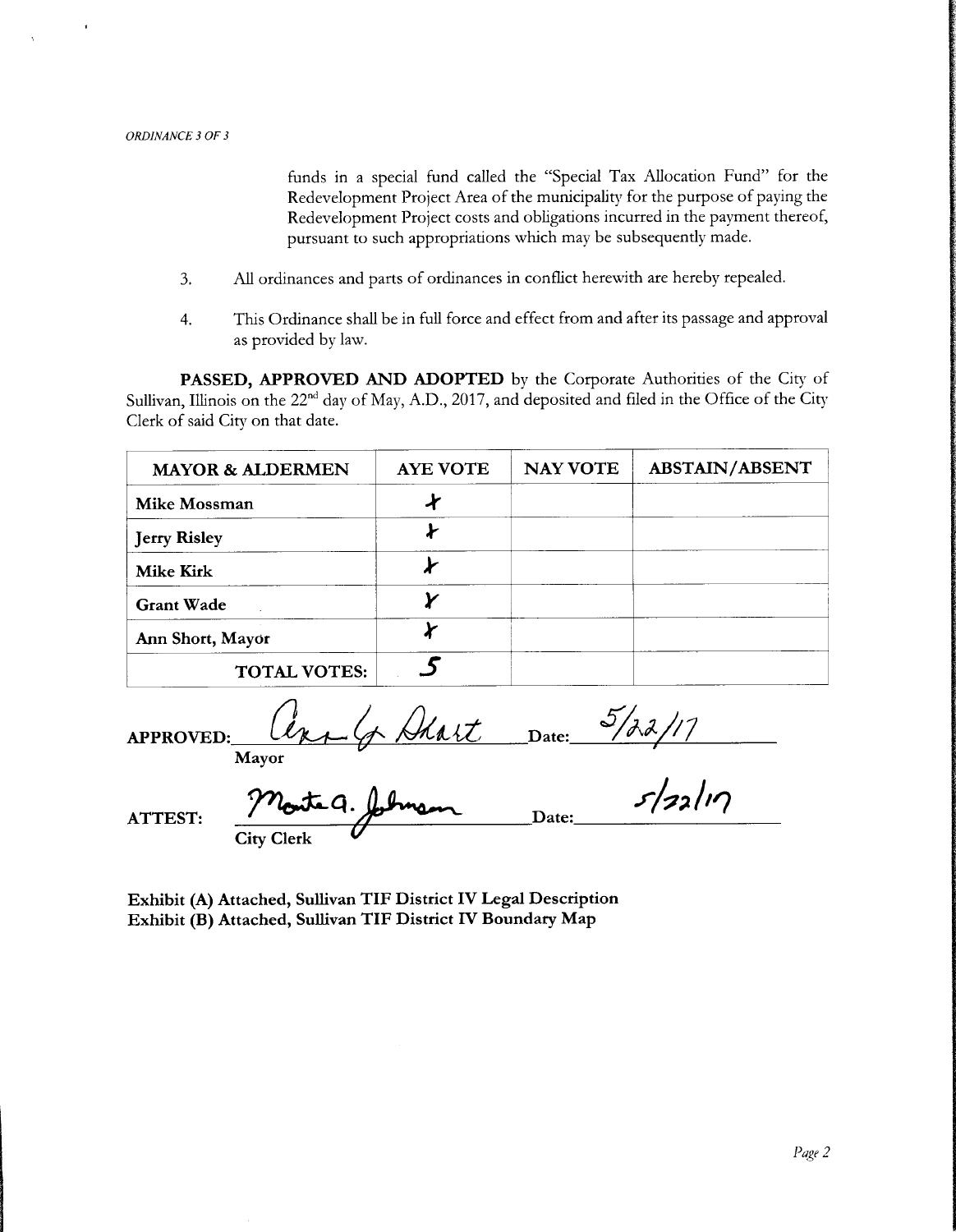funds in a special fund called the "Special Tax Allocation Fund" for the Redevelopment Project Area of the municipality for the purpose of paying the Redevelopment Project costs and obligations incurred in the payment thereof, pursuant to such appropriations which may be subsequently made.

3. All ordinances and parts of ordinances in conflict herewith are hereby repealed.

4. This Ordinance shall be in full force and effect from and after its passage and approval as provided by law.

**PASSED, APPROVED AND ADOPTED** by the Corporate Authorities of the City of Sullivan, Illinois on the 22nd day of May, A.D., 2017, and deposited and filed in the Office of the City Clerk of said City on that date.

| MAYOR & ALDERMEN | AYE VOTE | NAY VOTE | ABSTAIN/ABSENT |
|---|---|---|---|
| Mike Mossman | X | | |
| Jerry Risley | X | | |
| Mike Kirk | X | | |
| Grant Wade | X | | |
| Ann Short, Mayor | X | | |
| TOTAL VOTES: | 5 | | |

**APPROVED:** Ann G. Short **Date:** 5/22/17
**Mayor**

**ATTEST:** Monte G. Johnson **Date:** 5/22/17
**City Clerk**

**Exhibit (A) Attached, Sullivan TIF District IV Legal Description**
**Exhibit (B) Attached, Sullivan TIF District IV Boundary Map**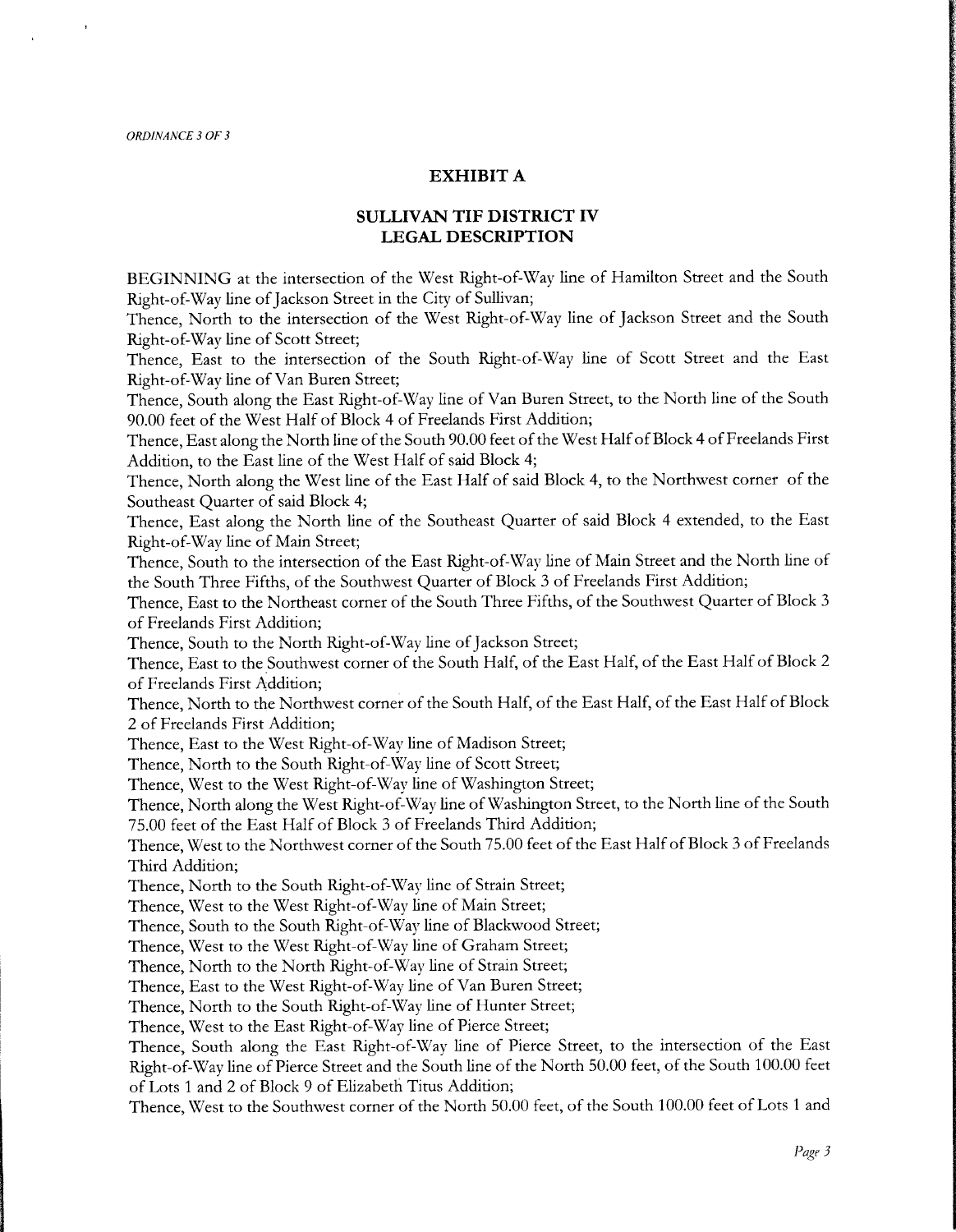*ORDINANCE 3 OF 3*

## EXHIBIT A

## SULLIVAN TIF DISTRICT IV
## LEGAL DESCRIPTION

BEGINNING at the intersection of the West Right-of-Way line of Hamilton Street and the South Right-of-Way line of Jackson Street in the City of Sullivan;

Thence, North to the intersection of the West Right-of-Way line of Jackson Street and the South Right-of-Way line of Scott Street;

Thence, East to the intersection of the South Right-of-Way line of Scott Street and the East Right-of-Way line of Van Buren Street;

Thence, South along the East Right-of-Way line of Van Buren Street, to the North line of the South 90.00 feet of the West Half of Block 4 of Freelands First Addition;

Thence, East along the North line of the South 90.00 feet of the West Half of Block 4 of Freelands First Addition, to the East line of the West Half of said Block 4;

Thence, North along the West line of the East Half of said Block 4, to the Northwest corner of the Southeast Quarter of said Block 4;

Thence, East along the North line of the Southeast Quarter of said Block 4 extended, to the East Right-of-Way line of Main Street;

Thence, South to the intersection of the East Right-of-Way line of Main Street and the North line of the South Three Fifths, of the Southwest Quarter of Block 3 of Freelands First Addition;

Thence, East to the Northeast corner of the South Three Fifths, of the Southwest Quarter of Block 3 of Freelands First Addition;

Thence, South to the North Right-of-Way line of Jackson Street;

Thence, East to the Southwest corner of the South Half, of the East Half, of the East Half of Block 2 of Freelands First Addition;

Thence, North to the Northwest corner of the South Half, of the East Half, of the East Half of Block 2 of Freelands First Addition;

Thence, East to the West Right-of-Way line of Madison Street;

Thence, North to the South Right-of-Way line of Scott Street;

Thence, West to the West Right-of-Way line of Washington Street;

Thence, North along the West Right-of-Way line of Washington Street, to the North line of the South 75.00 feet of the East Half of Block 3 of Freelands Third Addition;

Thence, West to the Northwest corner of the South 75.00 feet of the East Half of Block 3 of Freelands Third Addition;

Thence, North to the South Right-of-Way line of Strain Street;

Thence, West to the West Right-of-Way line of Main Street;

Thence, South to the South Right-of-Way line of Blackwood Street;

Thence, West to the West Right-of-Way line of Graham Street;

Thence, North to the North Right-of-Way line of Strain Street;

Thence, East to the West Right-of-Way line of Van Buren Street;

Thence, North to the South Right-of-Way line of Hunter Street;

Thence, West to the East Right-of-Way line of Pierce Street;

Thence, South along the East Right-of-Way line of Pierce Street, to the intersection of the East Right-of-Way line of Pierce Street and the South line of the North 50.00 feet, of the South 100.00 feet of Lots 1 and 2 of Block 9 of Elizabeth Titus Addition;

Thence, West to the Southwest corner of the North 50.00 feet, of the South 100.00 feet of Lots 1 and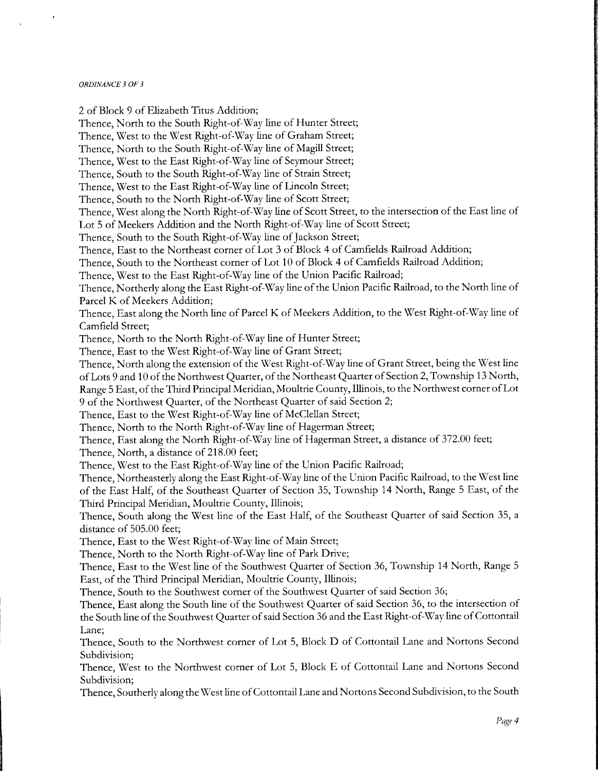2 of Block 9 of Elizabeth Titus Addition;

Thence, North to the South Right-of-Way line of Hunter Street;

Thence, West to the West Right-of-Way line of Graham Street;

Thence, North to the South Right-of-Way line of Magill Street;

Thence, West to the East Right-of-Way line of Seymour Street;

Thence, South to the South Right-of-Way line of Strain Street;

Thence, West to the East Right-of-Way line of Lincoln Street;

Thence, South to the North Right-of-Way line of Scott Street;

Thence, West along the North Right-of-Way line of Scott Street, to the intersection of the East line of Lot 5 of Meekers Addition and the North Right-of-Way line of Scott Street;

Thence, South to the South Right-of-Way line of Jackson Street;

Thence, East to the Northeast corner of Lot 3 of Block 4 of Camfields Railroad Addition;

Thence, South to the Northeast corner of Lot 10 of Block 4 of Camfields Railroad Addition;

Thence, West to the East Right-of-Way line of the Union Pacific Railroad;

Thence, Northerly along the East Right-of-Way line of the Union Pacific Railroad, to the North line of Parcel K of Meekers Addition;

Thence, East along the North line of Parcel K of Meekers Addition, to the West Right-of-Way line of Camfield Street;

Thence, North to the North Right-of-Way line of Hunter Street;

Thence, East to the West Right-of-Way line of Grant Street;

Thence, North along the extension of the West Right-of-Way line of Grant Street, being the West line of Lots 9 and 10 of the Northwest Quarter, of the Northeast Quarter of Section 2, Township 13 North, Range 5 East, of the Third Principal Meridian, Moultrie County, Illinois, to the Northwest corner of Lot 9 of the Northwest Quarter, of the Northeast Quarter of said Section 2;

Thence, East to the West Right-of-Way line of McClellan Street;

Thence, North to the North Right-of-Way line of Hagerman Street;

Thence, East along the North Right-of-Way line of Hagerman Street, a distance of 372.00 feet;

Thence, North, a distance of 218.00 feet;

Thence, West to the East Right-of-Way line of the Union Pacific Railroad;

Thence, Northeasterly along the East Right-of-Way line of the Union Pacific Railroad, to the West line of the East Half, of the Southeast Quarter of Section 35, Township 14 North, Range 5 East, of the Third Principal Meridian, Moultrie County, Illinois;

Thence, South along the West line of the East Half, of the Southeast Quarter of said Section 35, a distance of 505.00 feet;

Thence, East to the West Right-of-Way line of Main Street;

Thence, North to the North Right-of-Way line of Park Drive;

Thence, East to the West line of the Southwest Quarter of Section 36, Township 14 North, Range 5 East, of the Third Principal Meridian, Moultrie County, Illinois;

Thence, South to the Southwest corner of the Southwest Quarter of said Section 36;

Thence, East along the South line of the Southwest Quarter of said Section 36, to the intersection of the South line of the Southwest Quarter of said Section 36 and the East Right-of-Way line of Cottontail Lane;

Thence, South to the Northwest corner of Lot 5, Block D of Cottontail Lane and Nortons Second Subdivision;

Thence, West to the Northwest corner of Lot 5, Block E of Cottontail Lane and Nortons Second Subdivision;

Thence, Southerly along the West line of Cottontail Lane and Nortons Second Subdivision, to the South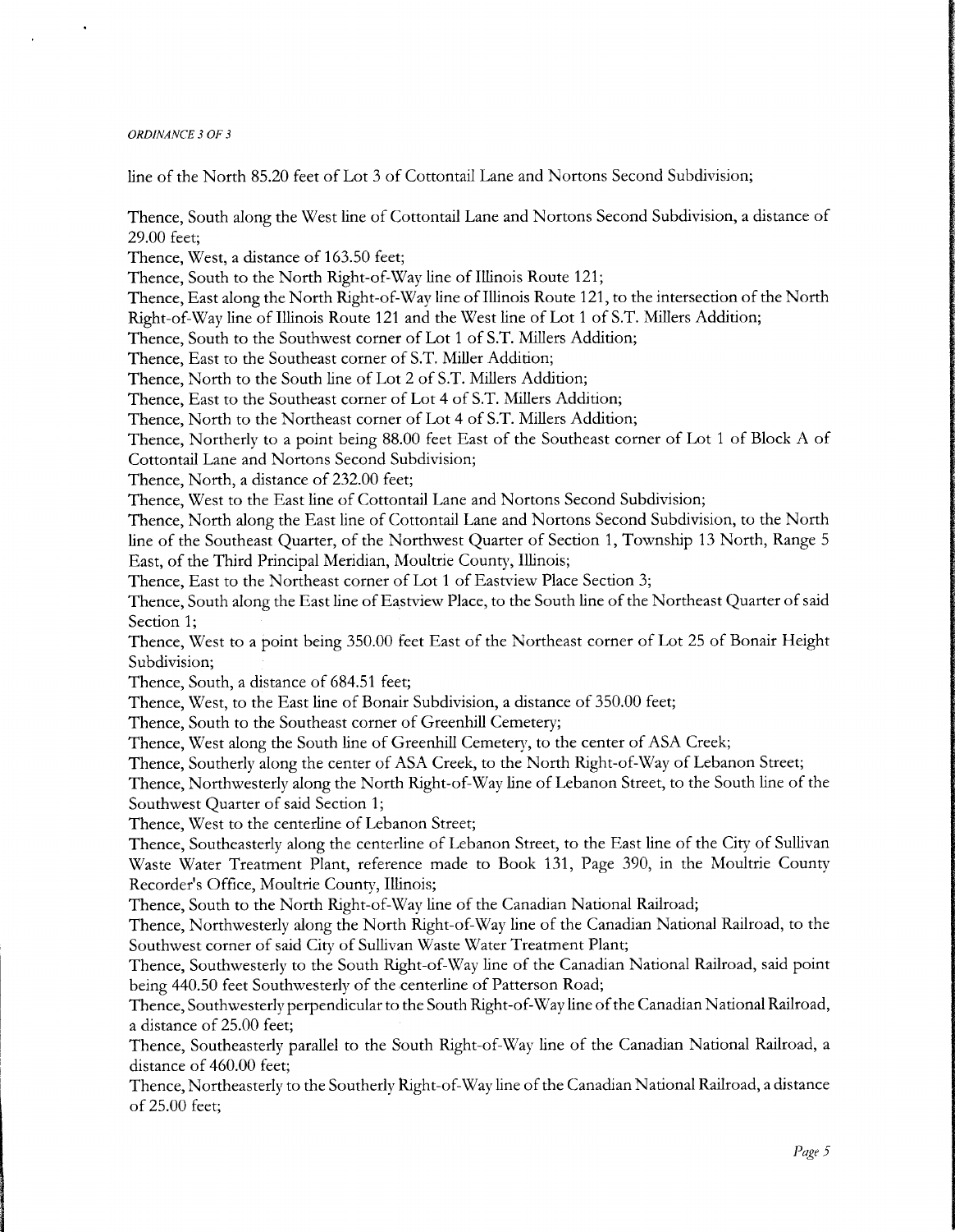line of the North 85.20 feet of Lot 3 of Cottontail Lane and Nortons Second Subdivision;

Thence, South along the West line of Cottontail Lane and Nortons Second Subdivision, a distance of 29.00 feet;
Thence, West, a distance of 163.50 feet;
Thence, South to the North Right-of-Way line of Illinois Route 121;
Thence, East along the North Right-of-Way line of Illinois Route 121, to the intersection of the North Right-of-Way line of Illinois Route 121 and the West line of Lot 1 of S.T. Millers Addition;
Thence, South to the Southwest corner of Lot 1 of S.T. Millers Addition;
Thence, East to the Southeast corner of S.T. Miller Addition;
Thence, North to the South line of Lot 2 of S.T. Millers Addition;
Thence, East to the Southeast corner of Lot 4 of S.T. Millers Addition;
Thence, North to the Northeast corner of Lot 4 of S.T. Millers Addition;
Thence, Northerly to a point being 88.00 feet East of the Southeast corner of Lot 1 of Block A of Cottontail Lane and Nortons Second Subdivision;
Thence, North, a distance of 232.00 feet;
Thence, West to the East line of Cottontail Lane and Nortons Second Subdivision;
Thence, North along the East line of Cottontail Lane and Nortons Second Subdivision, to the North line of the Southeast Quarter, of the Northwest Quarter of Section 1, Township 13 North, Range 5 East, of the Third Principal Meridian, Moultrie County, Illinois;
Thence, East to the Northeast corner of Lot 1 of Eastview Place Section 3;
Thence, South along the East line of Eastview Place, to the South line of the Northeast Quarter of said Section 1;
Thence, West to a point being 350.00 feet East of the Northeast corner of Lot 25 of Bonair Height Subdivision;
Thence, South, a distance of 684.51 feet;
Thence, West, to the East line of Bonair Subdivision, a distance of 350.00 feet;
Thence, South to the Southeast corner of Greenhill Cemetery;
Thence, West along the South line of Greenhill Cemetery, to the center of ASA Creek;
Thence, Southerly along the center of ASA Creek, to the North Right-of-Way of Lebanon Street;
Thence, Northwesterly along the North Right-of-Way line of Lebanon Street, to the South line of the Southwest Quarter of said Section 1;
Thence, West to the centerline of Lebanon Street;
Thence, Southeasterly along the centerline of Lebanon Street, to the East line of the City of Sullivan Waste Water Treatment Plant, reference made to Book 131, Page 390, in the Moultrie County Recorder's Office, Moultrie County, Illinois;
Thence, South to the North Right-of-Way line of the Canadian National Railroad;
Thence, Northwesterly along the North Right-of-Way line of the Canadian National Railroad, to the Southwest corner of said City of Sullivan Waste Water Treatment Plant;
Thence, Southwesterly to the South Right-of-Way line of the Canadian National Railroad, said point being 440.50 feet Southwesterly of the centerline of Patterson Road;
Thence, Southwesterly perpendicular to the South Right-of-Way line of the Canadian National Railroad, a distance of 25.00 feet;
Thence, Southeasterly parallel to the South Right-of-Way line of the Canadian National Railroad, a distance of 460.00 feet;
Thence, Northeasterly to the Southerly Right-of-Way line of the Canadian National Railroad, a distance of 25.00 feet;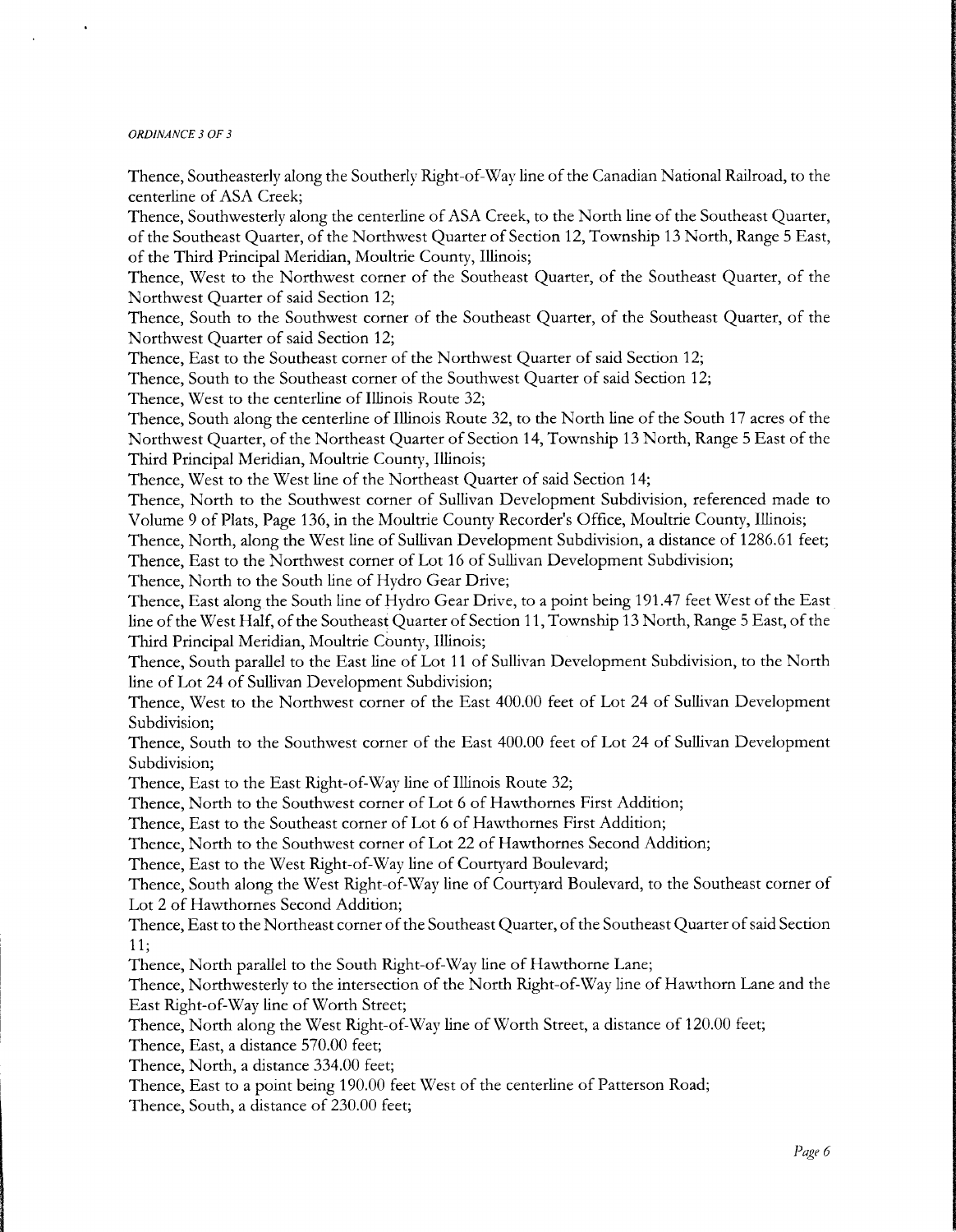Thence, Southeasterly along the Southerly Right-of-Way line of the Canadian National Railroad, to the centerline of ASA Creek;

Thence, Southwesterly along the centerline of ASA Creek, to the North line of the Southeast Quarter, of the Southeast Quarter, of the Northwest Quarter of Section 12, Township 13 North, Range 5 East, of the Third Principal Meridian, Moultrie County, Illinois;

Thence, West to the Northwest corner of the Southeast Quarter, of the Southeast Quarter, of the Northwest Quarter of said Section 12;

Thence, South to the Southwest corner of the Southeast Quarter, of the Southeast Quarter, of the Northwest Quarter of said Section 12;

Thence, East to the Southeast corner of the Northwest Quarter of said Section 12;

Thence, South to the Southeast corner of the Southwest Quarter of said Section 12;

Thence, West to the centerline of Illinois Route 32;

Thence, South along the centerline of Illinois Route 32, to the North line of the South 17 acres of the Northwest Quarter, of the Northeast Quarter of Section 14, Township 13 North, Range 5 East of the Third Principal Meridian, Moultrie County, Illinois;

Thence, West to the West line of the Northeast Quarter of said Section 14;

Thence, North to the Southwest corner of Sullivan Development Subdivision, referenced made to Volume 9 of Plats, Page 136, in the Moultrie County Recorder's Office, Moultrie County, Illinois;

Thence, North, along the West line of Sullivan Development Subdivision, a distance of 1286.61 feet;

Thence, East to the Northwest corner of Lot 16 of Sullivan Development Subdivision;

Thence, North to the South line of Hydro Gear Drive;

Thence, East along the South line of Hydro Gear Drive, to a point being 191.47 feet West of the East line of the West Half, of the Southeast Quarter of Section 11, Township 13 North, Range 5 East, of the Third Principal Meridian, Moultrie County, Illinois;

Thence, South parallel to the East line of Lot 11 of Sullivan Development Subdivision, to the North line of Lot 24 of Sullivan Development Subdivision;

Thence, West to the Northwest corner of the East 400.00 feet of Lot 24 of Sullivan Development Subdivision;

Thence, South to the Southwest corner of the East 400.00 feet of Lot 24 of Sullivan Development Subdivision;

Thence, East to the East Right-of-Way line of Illinois Route 32;

Thence, North to the Southwest corner of Lot 6 of Hawthornes First Addition;

Thence, East to the Southeast corner of Lot 6 of Hawthornes First Addition;

Thence, North to the Southwest corner of Lot 22 of Hawthornes Second Addition;

Thence, East to the West Right-of-Way line of Courtyard Boulevard;

Thence, South along the West Right-of-Way line of Courtyard Boulevard, to the Southeast corner of Lot 2 of Hawthornes Second Addition;

Thence, East to the Northeast corner of the Southeast Quarter, of the Southeast Quarter of said Section 11;

Thence, North parallel to the South Right-of-Way line of Hawthorne Lane;

Thence, Northwesterly to the intersection of the North Right-of-Way line of Hawthorn Lane and the East Right-of-Way line of Worth Street;

Thence, North along the West Right-of-Way line of Worth Street, a distance of 120.00 feet;

Thence, East, a distance 570.00 feet;

Thence, North, a distance 334.00 feet;

Thence, East to a point being 190.00 feet West of the centerline of Patterson Road;

Thence, South, a distance of 230.00 feet;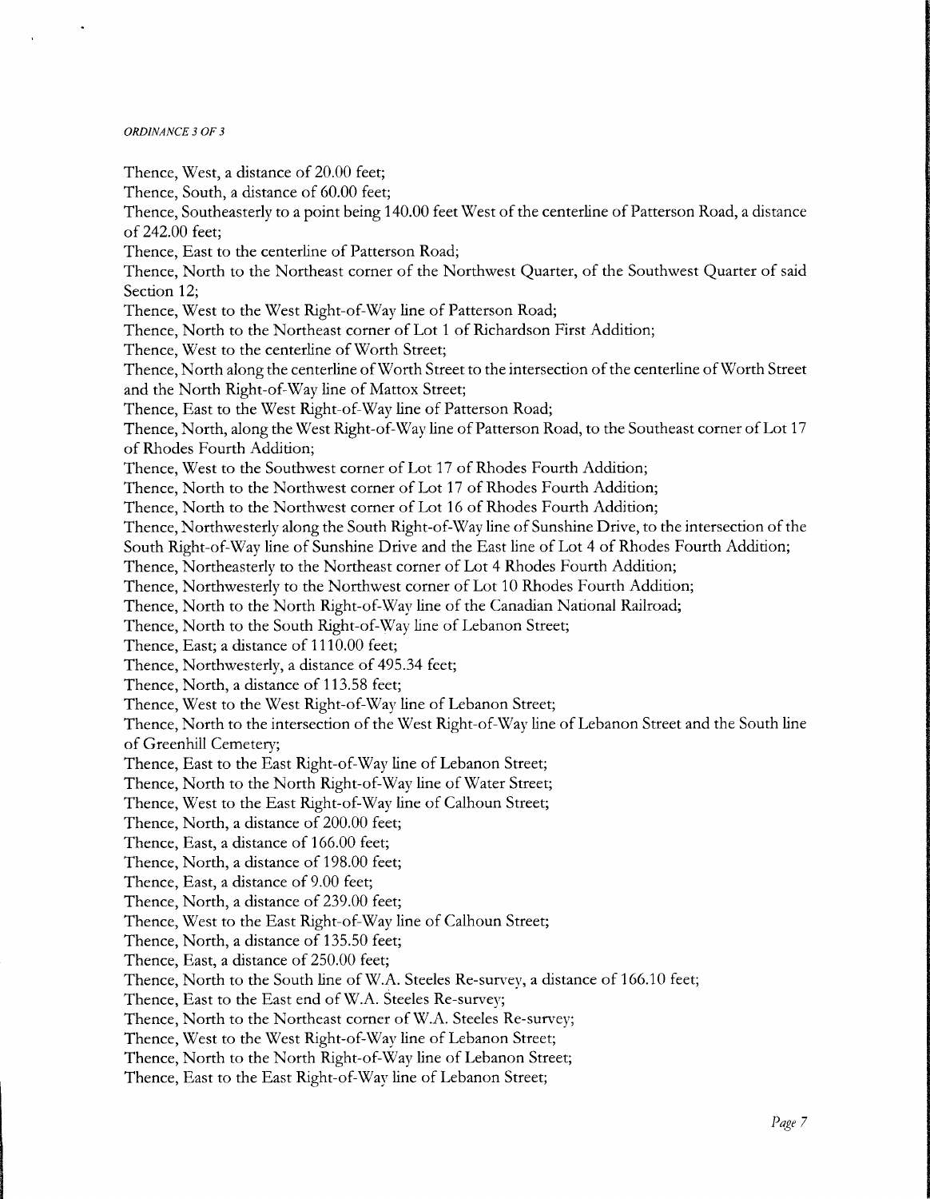Thence, West, a distance of 20.00 feet;

Thence, South, a distance of 60.00 feet;

Thence, Southeasterly to a point being 140.00 feet West of the centerline of Patterson Road, a distance of 242.00 feet;

Thence, East to the centerline of Patterson Road;

Thence, North to the Northeast corner of the Northwest Quarter, of the Southwest Quarter of said Section 12;

Thence, West to the West Right-of-Way line of Patterson Road;

Thence, North to the Northeast corner of Lot 1 of Richardson First Addition;

Thence, West to the centerline of Worth Street;

Thence, North along the centerline of Worth Street to the intersection of the centerline of Worth Street and the North Right-of-Way line of Mattox Street;

Thence, East to the West Right-of-Way line of Patterson Road;

Thence, North, along the West Right-of-Way line of Patterson Road, to the Southeast corner of Lot 17 of Rhodes Fourth Addition;

Thence, West to the Southwest corner of Lot 17 of Rhodes Fourth Addition;

Thence, North to the Northwest corner of Lot 17 of Rhodes Fourth Addition;

Thence, North to the Northwest corner of Lot 16 of Rhodes Fourth Addition;

Thence, Northwesterly along the South Right-of-Way line of Sunshine Drive, to the intersection of the South Right-of-Way line of Sunshine Drive and the East line of Lot 4 of Rhodes Fourth Addition;

Thence, Northeasterly to the Northeast corner of Lot 4 Rhodes Fourth Addition;

Thence, Northwesterly to the Northwest corner of Lot 10 Rhodes Fourth Addition;

Thence, North to the North Right-of-Way line of the Canadian National Railroad;

Thence, North to the South Right-of-Way line of Lebanon Street;

Thence, East; a distance of 1110.00 feet;

Thence, Northwesterly, a distance of 495.34 feet;

Thence, North, a distance of 113.58 feet;

Thence, West to the West Right-of-Way line of Lebanon Street;

Thence, North to the intersection of the West Right-of-Way line of Lebanon Street and the South line of Greenhill Cemetery;

Thence, East to the East Right-of-Way line of Lebanon Street;

Thence, North to the North Right-of-Way line of Water Street;

Thence, West to the East Right-of-Way line of Calhoun Street;

Thence, North, a distance of 200.00 feet;

Thence, East, a distance of 166.00 feet;

Thence, North, a distance of 198.00 feet;

Thence, East, a distance of 9.00 feet;

Thence, North, a distance of 239.00 feet;

Thence, West to the East Right-of-Way line of Calhoun Street;

Thence, North, a distance of 135.50 feet;

Thence, East, a distance of 250.00 feet;

Thence, North to the South line of W.A. Steeles Re-survey, a distance of 166.10 feet;

Thence, East to the East end of W.A. Steeles Re-survey;

Thence, North to the Northeast corner of W.A. Steeles Re-survey;

Thence, West to the West Right-of-Way line of Lebanon Street;

Thence, North to the North Right-of-Way line of Lebanon Street;

Thence, East to the East Right-of-Way line of Lebanon Street;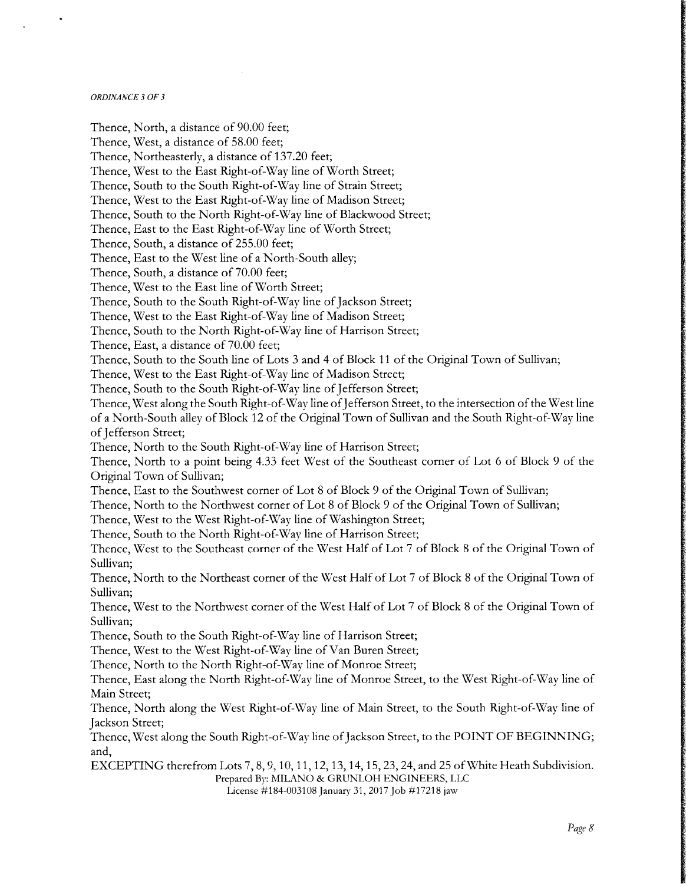Thence, North, a distance of 90.00 feet;
Thence, West, a distance of 58.00 feet;
Thence, Northeasterly, a distance of 137.20 feet;
Thence, West to the East Right-of-Way line of Worth Street;
Thence, South to the South Right-of-Way line of Strain Street;
Thence, West to the East Right-of-Way line of Madison Street;
Thence, South to the North Right-of-Way line of Blackwood Street;
Thence, East to the East Right-of-Way line of Worth Street;
Thence, South, a distance of 255.00 feet;
Thence, East to the West line of a North-South alley;
Thence, South, a distance of 70.00 feet;
Thence, West to the East line of Worth Street;
Thence, South to the South Right-of-Way line of Jackson Street;
Thence, West to the East Right-of-Way line of Madison Street;
Thence, South to the North Right-of-Way line of Harrison Street;
Thence, East, a distance of 70.00 feet;
Thence, South to the South line of Lots 3 and 4 of Block 11 of the Original Town of Sullivan;
Thence, West to the East Right-of-Way line of Madison Street;
Thence, South to the South Right-of-Way line of Jefferson Street;
Thence, West along the South Right-of-Way line of Jefferson Street, to the intersection of the West line of a North-South alley of Block 12 of the Original Town of Sullivan and the South Right-of-Way line of Jefferson Street;
Thence, North to the South Right-of-Way line of Harrison Street;
Thence, North to a point being 4.33 feet West of the Southeast corner of Lot 6 of Block 9 of the Original Town of Sullivan;
Thence, East to the Southwest corner of Lot 8 of Block 9 of the Original Town of Sullivan;
Thence, North to the Northwest corner of Lot 8 of Block 9 of the Original Town of Sullivan;
Thence, West to the West Right-of-Way line of Washington Street;
Thence, South to the North Right-of-Way line of Harrison Street;
Thence, West to the Southeast corner of the West Half of Lot 7 of Block 8 of the Original Town of Sullivan;
Thence, North to the Northeast corner of the West Half of Lot 7 of Block 8 of the Original Town of Sullivan;
Thence, West to the Northwest corner of the West Half of Lot 7 of Block 8 of the Original Town of Sullivan;
Thence, South to the South Right-of-Way line of Harrison Street;
Thence, West to the West Right-of-Way line of Van Buren Street;
Thence, North to the North Right-of-Way line of Monroe Street;
Thence, East along the North Right-of-Way line of Monroe Street, to the West Right-of-Way line of Main Street;
Thence, North along the West Right-of-Way line of Main Street, to the South Right-of-Way line of Jackson Street;
Thence, West along the South Right-of-Way line of Jackson Street, to the POINT OF BEGINNING; and,
EXCEPTING therefrom Lots 7, 8, 9, 10, 11, 12, 13, 14, 15, 23, 24, and 25 of White Heath Subdivision.

Prepared By: MILANO & GRUNLOH ENGINEERS, LLC
License #184-003108 January 31, 2017 Job #17218 jaw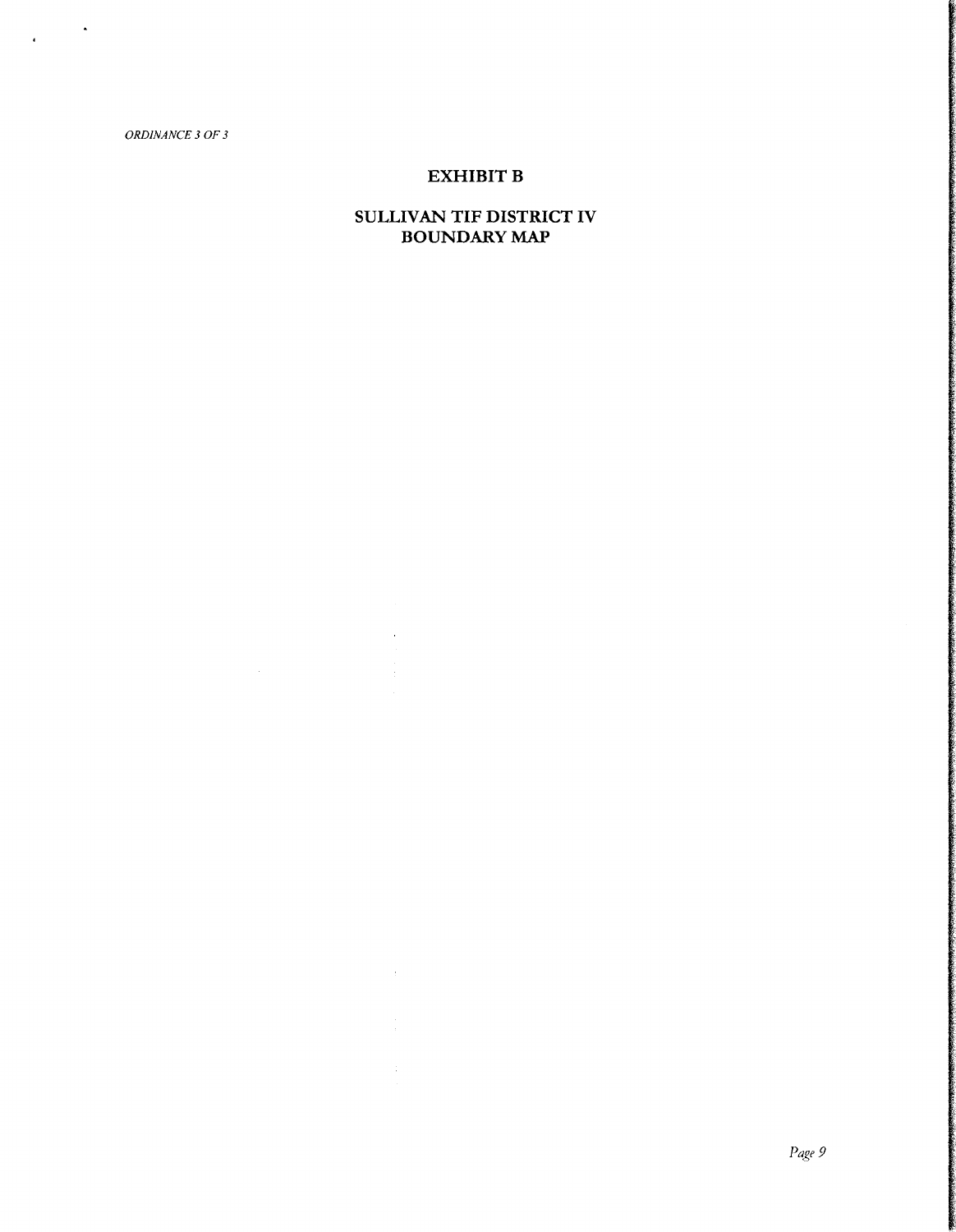*ORDINANCE 3 OF 3*

## EXHIBIT B

## SULLIVAN TIF DISTRICT IV BOUNDARY MAP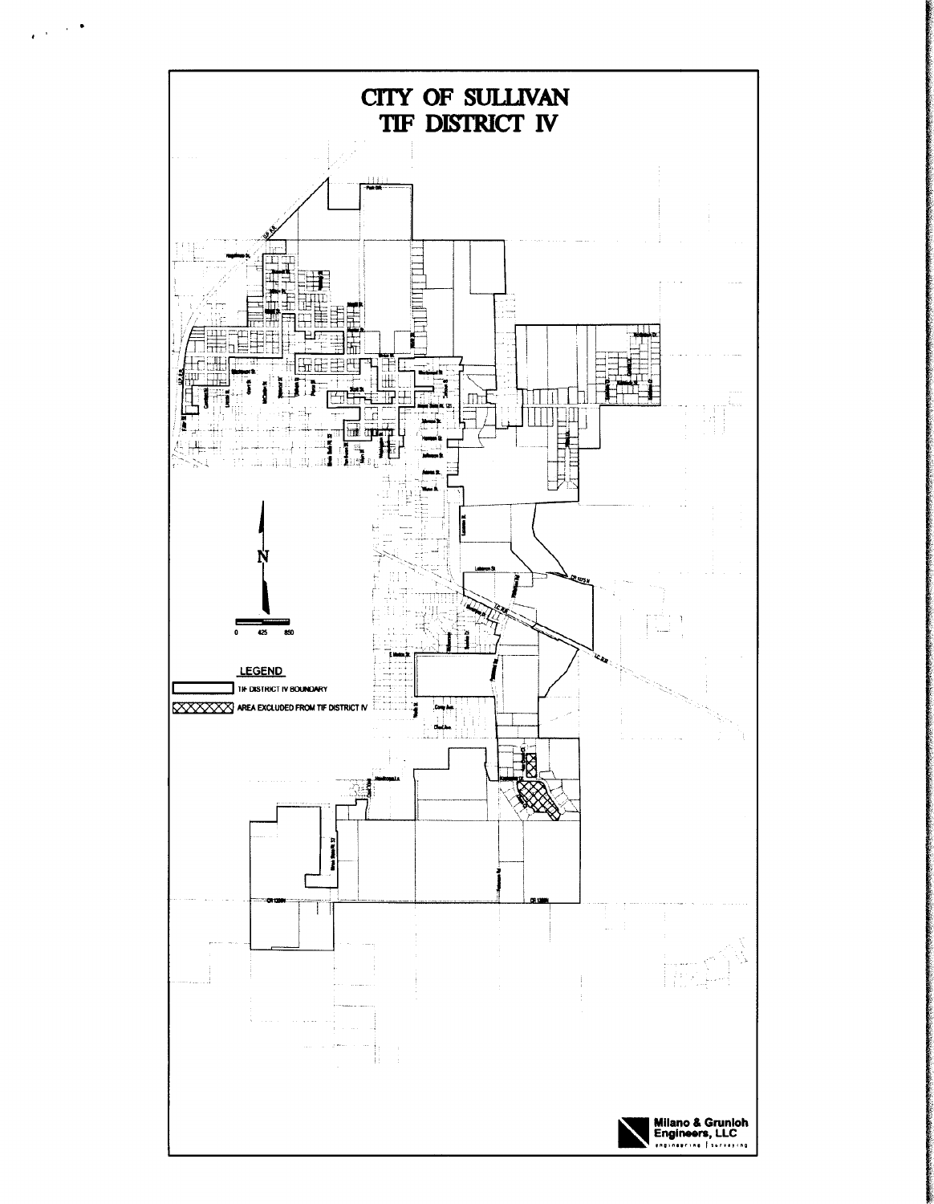# CITY OF SULLIVAN
# TIF DISTRICT IV

N

0 425 850

LEGEND

TIF DISTRICT IV BOUNDARY

AREA EXCLUDED FROM TIF DISTRICT IV

**Milano & Grunloh Engineers, LLC**
engineering | surveying